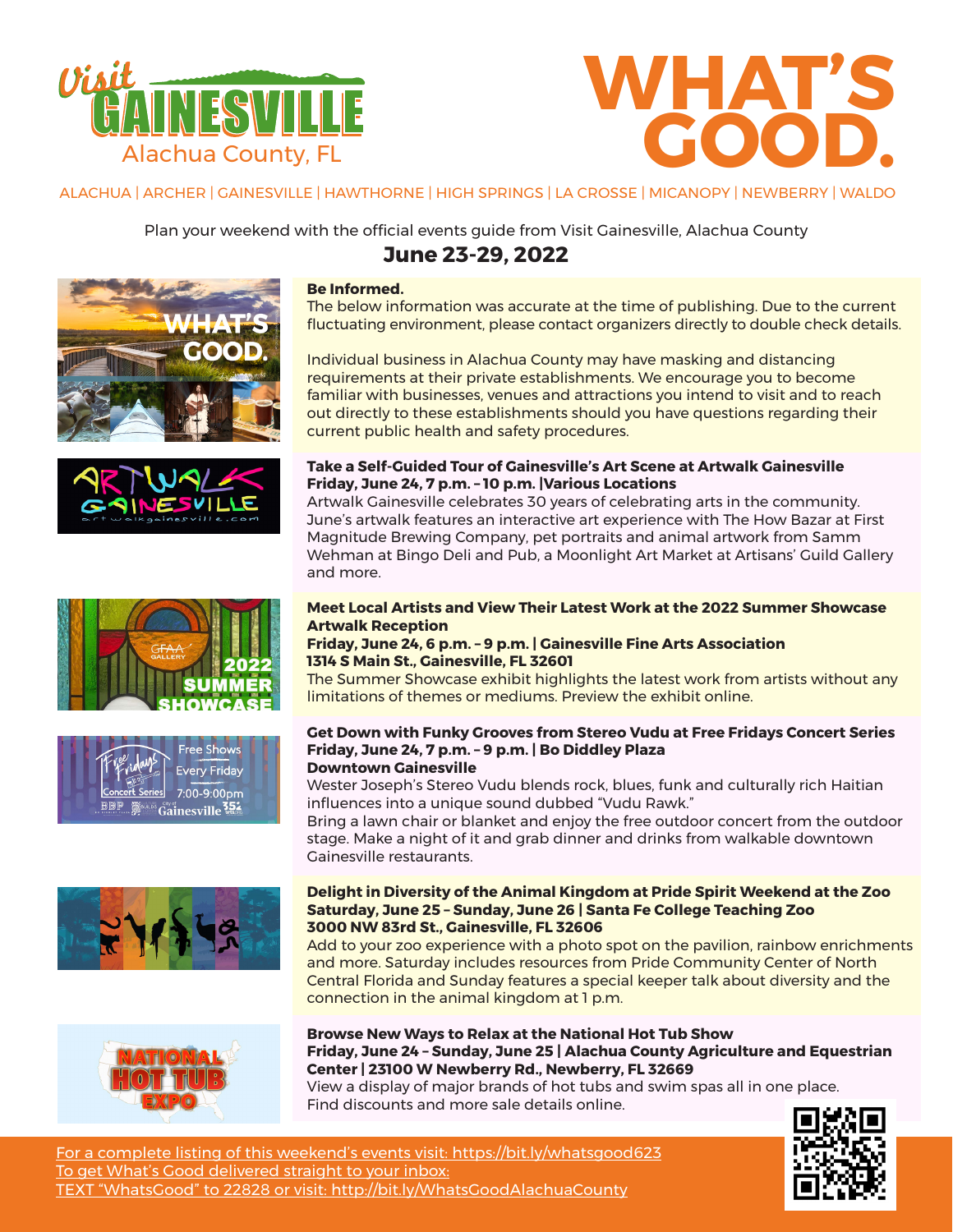# Visit Gainesville — Alachua County, FL

# WHAT'S GOOD.

ALACHUA | ARCHER | GAINESVILLE | HAWTHORNE | HIGH SPRINGS | LA CROSSE | MICANOPY | NEWBERRY | WALDO

Plan your weekend with the official events guide from Visit Gainesville, Alachua County

## June 23-29, 2022

**Be Informed.**
The below information was accurate at the time of publishing. Due to the current fluctuating environment, please contact organizers directly to double check details.

Individual business in Alachua County may have masking and distancing requirements at their private establishments. We encourage you to become familiar with businesses, venues and attractions you intend to visit and to reach out directly to these establishments should you have questions regarding their current public health and safety procedures.

**Take a Self-Guided Tour of Gainesville's Art Scene at Artwalk Gainesville**
**Friday, June 24, 7 p.m. – 10 p.m. |Various Locations**
Artwalk Gainesville celebrates 30 years of celebrating arts in the community. June's artwalk features an interactive art experience with The How Bazar at First Magnitude Brewing Company, pet portraits and animal artwork from Samm Wehman at Bingo Deli and Pub, a Moonlight Art Market at Artisans' Guild Gallery and more.

**Meet Local Artists and View Their Latest Work at the 2022 Summer Showcase Artwalk Reception**
**Friday, June 24, 6 p.m. – 9 p.m. | Gainesville Fine Arts Association**
**1314 S Main St., Gainesville, FL 32601**
The Summer Showcase exhibit highlights the latest work from artists without any limitations of themes or mediums. Preview the exhibit online.

**Get Down with Funky Grooves from Stereo Vudu at Free Fridays Concert Series**
**Friday, June 24, 7 p.m. – 9 p.m. | Bo Diddley Plaza**
**Downtown Gainesville**
Wester Joseph's Stereo Vudu blends rock, blues, funk and culturally rich Haitian influences into a unique sound dubbed "Vudu Rawk."
Bring a lawn chair or blanket and enjoy the free outdoor concert from the outdoor stage. Make a night of it and grab dinner and drinks from walkable downtown Gainesville restaurants.

**Delight in Diversity of the Animal Kingdom at Pride Spirit Weekend at the Zoo**
**Saturday, June 25 – Sunday, June 26 | Santa Fe College Teaching Zoo**
**3000 NW 83rd St., Gainesville, FL 32606**
Add to your zoo experience with a photo spot on the pavilion, rainbow enrichments and more. Saturday includes resources from Pride Community Center of North Central Florida and Sunday features a special keeper talk about diversity and the connection in the animal kingdom at 1 p.m.

**Browse New Ways to Relax at the National Hot Tub Show**
**Friday, June 24 – Sunday, June 25 | Alachua County Agriculture and Equestrian Center | 23100 W Newberry Rd., Newberry, FL 32669**
View a display of major brands of hot tubs and swim spas all in one place. Find discounts and more sale details online.

For a complete listing of this weekend's events visit: https://bit.ly/whatsgood623
To get What's Good delivered straight to your inbox:
TEXT "WhatsGood" to 22828 or visit: http://bit.ly/WhatsGoodAlachuaCounty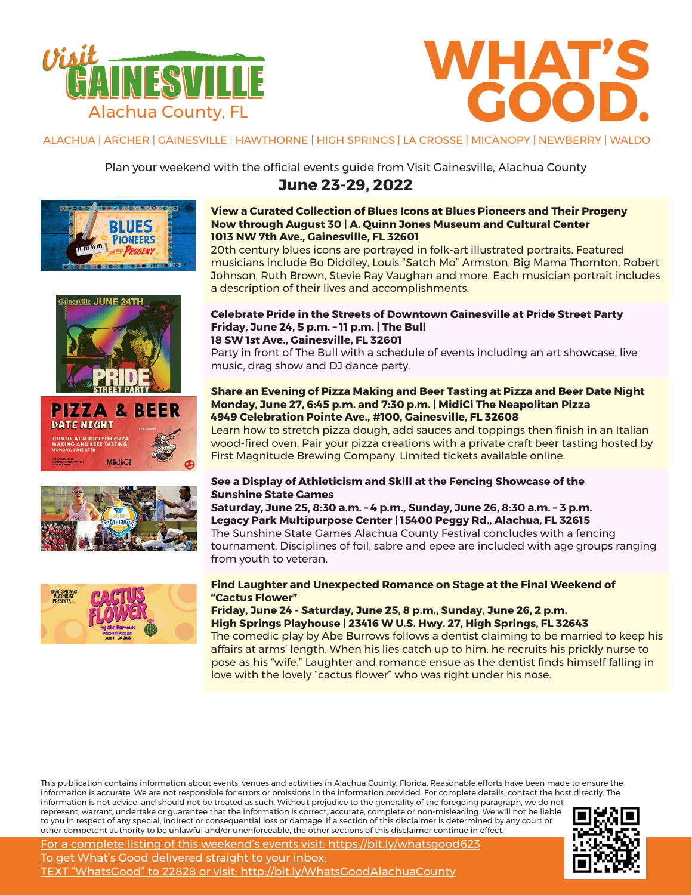Visit Gainesville
Alachua County, FL

# WHAT'S GOOD.

ALACHUA | ARCHER | GAINESVILLE | HAWTHORNE | HIGH SPRINGS | LA CROSSE | MICANOPY | NEWBERRY | WALDO

Plan your weekend with the official events guide from Visit Gainesville, Alachua County

## June 23-29, 2022

**View a Curated Collection of Blues Icons at Blues Pioneers and Their Progeny**
**Now through August 30 | A. Quinn Jones Museum and Cultural Center**
**1013 NW 7th Ave., Gainesville, FL 32601**
20th century blues icons are portrayed in folk-art illustrated portraits. Featured musicians include Bo Diddley, Louis "Satch Mo" Armston, Big Mama Thornton, Robert Johnson, Ruth Brown, Stevie Ray Vaughan and more. Each musician portrait includes a description of their lives and accomplishments.

**Celebrate Pride in the Streets of Downtown Gainesville at Pride Street Party**
**Friday, June 24, 5 p.m. – 11 p.m. | The Bull**
**18 SW 1st Ave., Gainesville, FL 32601**
Party in front of The Bull with a schedule of events including an art showcase, live music, drag show and DJ dance party.

**Share an Evening of Pizza Making and Beer Tasting at Pizza and Beer Date Night**
**Monday, June 27, 6:45 p.m. and 7:30 p.m. | MidiCi The Neapolitan Pizza**
**4949 Celebration Pointe Ave., #100, Gainesville, FL 32608**
Learn how to stretch pizza dough, add sauces and toppings then finish in an Italian wood-fired oven. Pair your pizza creations with a private craft beer tasting hosted by First Magnitude Brewing Company. Limited tickets available online.

**See a Display of Athleticism and Skill at the Fencing Showcase of the Sunshine State Games**
**Saturday, June 25, 8:30 a.m. – 4 p.m., Sunday, June 26, 8:30 a.m. – 3 p.m.**
**Legacy Park Multipurpose Center | 15400 Peggy Rd., Alachua, FL 32615**
The Sunshine State Games Alachua County Festival concludes with a fencing tournament. Disciplines of foil, sabre and epee are included with age groups ranging from youth to veteran.

**Find Laughter and Unexpected Romance on Stage at the Final Weekend of "Cactus Flower"**
**Friday, June 24 - Saturday, June 25, 8 p.m., Sunday, June 26, 2 p.m.**
**High Springs Playhouse | 23416 W U.S. Hwy. 27, High Springs, FL 32643**
The comedic play by Abe Burrows follows a dentist claiming to be married to keep his affairs at arms' length. When his lies catch up to him, he recruits his prickly nurse to pose as his "wife." Laughter and romance ensue as the dentist finds himself falling in love with the lovely "cactus flower" who was right under his nose.

This publication contains information about events, venues and activities in Alachua County, Florida. Reasonable efforts have been made to ensure the information is accurate. We are not responsible for errors or omissions in the information provided. For complete details, contact the host directly. The information is not advice, and should not be treated as such. Without prejudice to the generality of the foregoing paragraph, we do not represent, warrant, undertake or guarantee that the information is correct, accurate, complete or non-misleading. We will not be liable to you in respect of any special, indirect or consequential loss or damage. If a section of this disclaimer is determined by any court or other competent authority to be unlawful and/or unenforceable, the other sections of this disclaimer continue in effect.

For a complete listing of this weekend's events visit: https://bit.ly/whatsgood623
To get What's Good delivered straight to your inbox:
TEXT "WhatsGood" to 22828 or visit: http://bit.ly/WhatsGoodAlachuaCounty